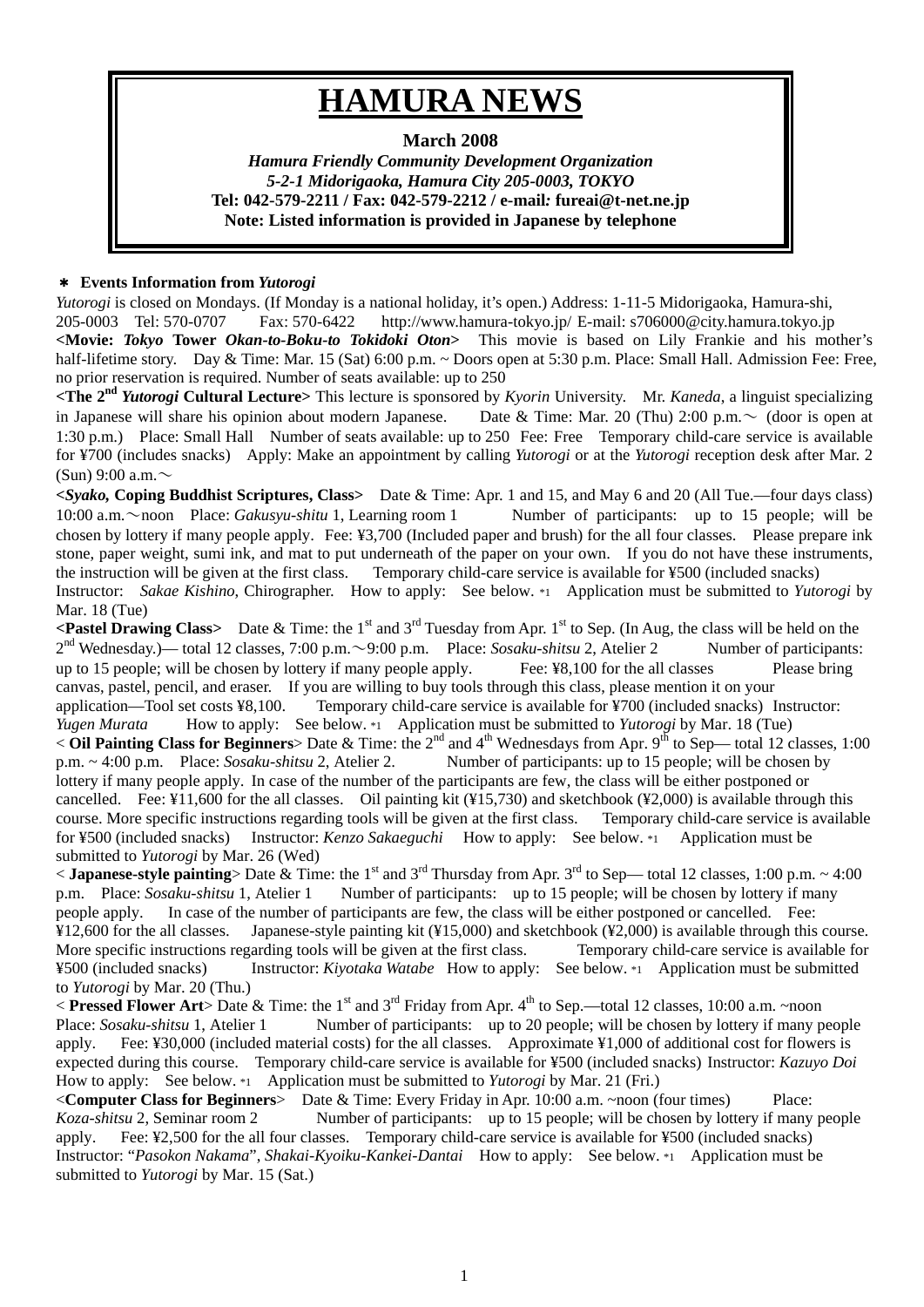# HAMURA NEWS

**March 2008**

***Hamura Friendly Community Development Organization***
***5-2-1 Midorigaoka, Hamura City 205-0003, TOKYO***
**Tel: 042-579-2211 / Fax: 042-579-2212 / e-mail: fureai@t-net.ne.jp**
**Note: Listed information is provided in Japanese by telephone**

## ＊ Events Information from *Yutorogi*

*Yutorogi* is closed on Mondays. (If Monday is a national holiday, it's open.) Address: 1-11-5 Midorigaoka, Hamura-shi, 205-0003 Tel: 570-0707 Fax: 570-6422 http://www.hamura-tokyo.jp/ E-mail: s706000@city.hamura.tokyo.jp

**<Movie: *Tokyo* Tower *Okan-to-Boku-to Tokidoki Oton*>** This movie is based on Lily Frankie and his mother's half-lifetime story. Day & Time: Mar. 15 (Sat) 6:00 p.m. ~ Doors open at 5:30 p.m. Place: Small Hall. Admission Fee: Free, no prior reservation is required. Number of seats available: up to 250

**<The 2nd *Yutorogi* Cultural Lecture>** This lecture is sponsored by *Kyorin* University. Mr. *Kaneda*, a linguist specializing in Japanese will share his opinion about modern Japanese. Date & Time: Mar. 20 (Thu) 2:00 p.m.～ (door is open at 1:30 p.m.) Place: Small Hall Number of seats available: up to 250 Fee: Free Temporary child-care service is available for ¥700 (includes snacks) Apply: Make an appointment by calling *Yutorogi* or at the *Yutorogi* reception desk after Mar. 2 (Sun) 9:00 a.m.～

**<*Syako*, Coping Buddhist Scriptures, Class>** Date & Time: Apr. 1 and 15, and May 6 and 20 (All Tue.—four days class) 10:00 a.m.～noon Place: *Gakusyu-shitu* 1, Learning room 1 Number of participants: up to 15 people; will be chosen by lottery if many people apply. Fee: ¥3,700 (Included paper and brush) for the all four classes. Please prepare ink stone, paper weight, sumi ink, and mat to put underneath of the paper on your own. If you do not have these instruments, the instruction will be given at the first class. Temporary child-care service is available for ¥500 (included snacks) Instructor: *Sakae Kishino*, Chirographer. How to apply: See below. *1 Application must be submitted to *Yutorogi* by Mar. 18 (Tue)

**<Pastel Drawing Class>** Date & Time: the 1st and 3rd Tuesday from Apr. 1st to Sep. (In Aug, the class will be held on the 2nd Wednesday.)— total 12 classes, 7:00 p.m.～9:00 p.m. Place: *Sosaku-shitsu* 2, Atelier 2 Number of participants: up to 15 people; will be chosen by lottery if many people apply. Fee: ¥8,100 for the all classes Please bring canvas, pastel, pencil, and eraser. If you are willing to buy tools through this class, please mention it on your application—Tool set costs ¥8,100. Temporary child-care service is available for ¥700 (included snacks) Instructor: *Yugen Murata* How to apply: See below. *1 Application must be submitted to *Yutorogi* by Mar. 18 (Tue)

< **Oil Painting Class for Beginners**> Date & Time: the 2nd and 4th Wednesdays from Apr. 9th to Sep— total 12 classes, 1:00 p.m. ~ 4:00 p.m. Place: *Sosaku-shitsu* 2, Atelier 2. Number of participants: up to 15 people; will be chosen by lottery if many people apply. In case of the number of the participants are few, the class will be either postponed or cancelled. Fee: ¥11,600 for the all classes. Oil painting kit (¥15,730) and sketchbook (¥2,000) is available through this course. More specific instructions regarding tools will be given at the first class. Temporary child-care service is available for ¥500 (included snacks) Instructor: *Kenzo Sakaeguchi* How to apply: See below. *1 Application must be submitted to *Yutorogi* by Mar. 26 (Wed)

< **Japanese-style painting**> Date & Time: the 1st and 3rd Thursday from Apr. 3rd to Sep— total 12 classes, 1:00 p.m. ~ 4:00 p.m. Place: *Sosaku-shitsu* 1, Atelier 1 Number of participants: up to 15 people; will be chosen by lottery if many people apply. In case of the number of participants are few, the class will be either postponed or cancelled. Fee: ¥12,600 for the all classes. Japanese-style painting kit (¥15,000) and sketchbook (¥2,000) is available through this course. More specific instructions regarding tools will be given at the first class. Temporary child-care service is available for ¥500 (included snacks) Instructor: *Kiyotaka Watabe* How to apply: See below. *1 Application must be submitted to *Yutorogi* by Mar. 20 (Thu.)

< **Pressed Flower Art**> Date & Time: the 1st and 3rd Friday from Apr. 4th to Sep.—total 12 classes, 10:00 a.m. ~noon Place: *Sosaku-shitsu* 1, Atelier 1 Number of participants: up to 20 people; will be chosen by lottery if many people apply. Fee: ¥30,000 (included material costs) for the all classes. Approximate ¥1,000 of additional cost for flowers is expected during this course. Temporary child-care service is available for ¥500 (included snacks) Instructor: *Kazuyo Doi* How to apply: See below. *1 Application must be submitted to *Yutorogi* by Mar. 21 (Fri.)

<**Computer Class for Beginners**> Date & Time: Every Friday in Apr. 10:00 a.m. ~noon (four times) Place: *Koza-shitsu* 2, Seminar room 2 Number of participants: up to 15 people; will be chosen by lottery if many people apply. Fee: ¥2,500 for the all four classes. Temporary child-care service is available for ¥500 (included snacks) Instructor: "*Pasokon Nakama*", *Shakai-Kyoiku-Kankei-Dantai* How to apply: See below. *1 Application must be submitted to *Yutorogi* by Mar. 15 (Sat.)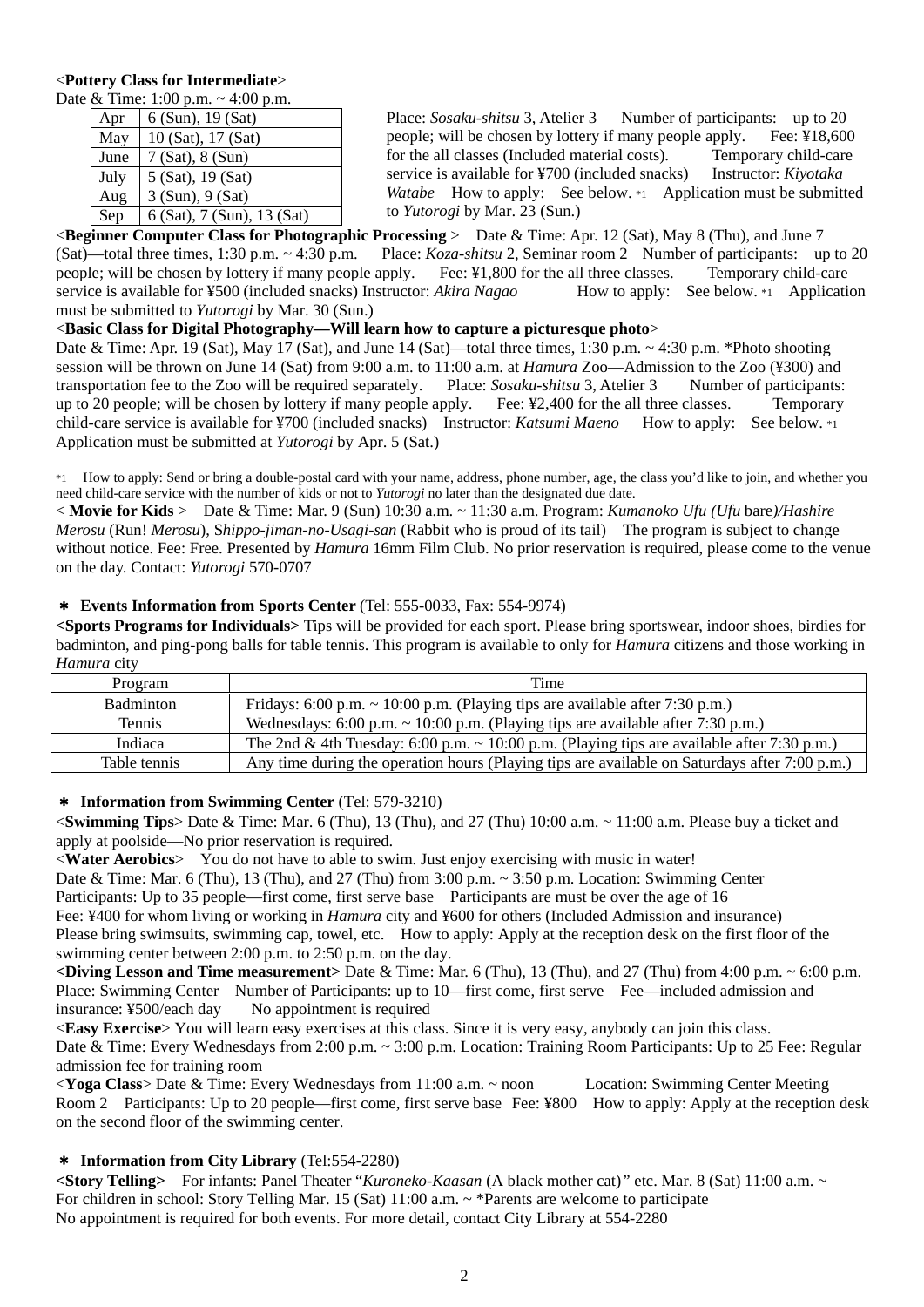**<Pottery Class for Intermediate>**

Date & Time: 1:00 p.m. ~ 4:00 p.m.

| Apr | 6 (Sun), 19 (Sat) |
|---|---|
| May | 10 (Sat), 17 (Sat) |
| June | 7 (Sat), 8 (Sun) |
| July | 5 (Sat), 19 (Sat) |
| Aug | 3 (Sun), 9 (Sat) |
| Sep | 6 (Sat), 7 (Sun), 13 (Sat) |

Place: *Sosaku-shitsu* 3, Atelier 3 Number of participants: up to 20 people; will be chosen by lottery if many people apply. Fee: ¥18,600 for the all classes (Included material costs). Temporary child-care service is available for ¥700 (included snacks) Instructor: *Kiyotaka Watabe* How to apply: See below. *1 Application must be submitted to *Yutorogi* by Mar. 23 (Sun.)

<**Beginner Computer Class for Photographic Processing** > Date & Time: Apr. 12 (Sat), May 8 (Thu), and June 7 (Sat)—total three times, 1:30 p.m. ~ 4:30 p.m. Place: *Koza-shitsu* 2, Seminar room 2 Number of participants: up to 20 people; will be chosen by lottery if many people apply. Fee: ¥1,800 for the all three classes. Temporary child-care service is available for ¥500 (included snacks) Instructor: *Akira Nagao* How to apply: See below. *1 Application must be submitted to *Yutorogi* by Mar. 30 (Sun.)

<**Basic Class for Digital Photography—Will learn how to capture a picturesque photo**>
Date & Time: Apr. 19 (Sat), May 17 (Sat), and June 14 (Sat)—total three times, 1:30 p.m. ~ 4:30 p.m. *Photo shooting session will be thrown on June 14 (Sat) from 9:00 a.m. to 11:00 a.m. at *Hamura* Zoo—Admission to the Zoo (¥300) and transportation fee to the Zoo will be required separately. Place: *Sosaku-shitsu* 3, Atelier 3 Number of participants: up to 20 people; will be chosen by lottery if many people apply. Fee: ¥2,400 for the all three classes. Temporary child-care service is available for ¥700 (included snacks) Instructor: *Katsumi Maeno* How to apply: See below. *1 Application must be submitted at *Yutorogi* by Apr. 5 (Sat.)

*1 How to apply: Send or bring a double-postal card with your name, address, phone number, age, the class you'd like to join, and whether you need child-care service with the number of kids or not to *Yutorogi* no later than the designated due date.

< **Movie for Kids** > Date & Time: Mar. 9 (Sun) 10:30 a.m. ~ 11:30 a.m. Program: *Kumanoko Ufu (Ufu* bare*)/Hashire Merosu* (Run! *Merosu*), S*hippo-jiman-no-Usagi-san* (Rabbit who is proud of its tail) The program is subject to change without notice. Fee: Free. Presented by *Hamura* 16mm Film Club. No prior reservation is required, please come to the venue on the day. Contact: *Yutorogi* 570-0707

## ＊ Events Information from Sports Center (Tel: 555-0033, Fax: 554-9974)

**<Sports Programs for Individuals>** Tips will be provided for each sport. Please bring sportswear, indoor shoes, birdies for badminton, and ping-pong balls for table tennis. This program is available to only for *Hamura* citizens and those working in *Hamura* city

| Program | Time |
|---|---|
| Badminton | Fridays: 6:00 p.m. ~ 10:00 p.m. (Playing tips are available after 7:30 p.m.) |
| Tennis | Wednesdays: 6:00 p.m. ~ 10:00 p.m. (Playing tips are available after 7:30 p.m.) |
| Indiaca | The 2nd & 4th Tuesday: 6:00 p.m. ~ 10:00 p.m. (Playing tips are available after 7:30 p.m.) |
| Table tennis | Any time during the operation hours (Playing tips are available on Saturdays after 7:00 p.m.) |

## ＊ Information from Swimming Center (Tel: 579-3210)

<**Swimming Tips**> Date & Time: Mar. 6 (Thu), 13 (Thu), and 27 (Thu) 10:00 a.m. ~ 11:00 a.m. Please buy a ticket and apply at poolside—No prior reservation is required.

<**Water Aerobics**> You do not have to able to swim. Just enjoy exercising with music in water!
Date & Time: Mar. 6 (Thu), 13 (Thu), and 27 (Thu) from 3:00 p.m. ~ 3:50 p.m. Location: Swimming Center
Participants: Up to 35 people—first come, first serve base Participants are must be over the age of 16
Fee: ¥400 for whom living or working in *Hamura* city and ¥600 for others (Included Admission and insurance)
Please bring swimsuits, swimming cap, towel, etc. How to apply: Apply at the reception desk on the first floor of the swimming center between 2:00 p.m. to 2:50 p.m. on the day.

**<Diving Lesson and Time measurement>** Date & Time: Mar. 6 (Thu), 13 (Thu), and 27 (Thu) from 4:00 p.m. ~ 6:00 p.m. Place: Swimming Center Number of Participants: up to 10—first come, first serve Fee—included admission and insurance: ¥500/each day No appointment is required

<**Easy Exercise**> You will learn easy exercises at this class. Since it is very easy, anybody can join this class.
Date & Time: Every Wednesdays from 2:00 p.m. ~ 3:00 p.m. Location: Training Room Participants: Up to 25 Fee: Regular admission fee for training room

<**Yoga Class**> Date & Time: Every Wednesdays from 11:00 a.m. ~ noon Location: Swimming Center Meeting Room 2 Participants: Up to 20 people—first come, first serve base Fee: ¥800 How to apply: Apply at the reception desk on the second floor of the swimming center.

## ＊ Information from City Library (Tel:554-2280)

**<Story Telling>** For infants: Panel Theater "*Kuroneko-Kaasan* (A black mother cat)" etc. Mar. 8 (Sat) 11:00 a.m. ~
For children in school: Story Telling Mar. 15 (Sat) 11:00 a.m. ~ *Parents are welcome to participate
No appointment is required for both events. For more detail, contact City Library at 554-2280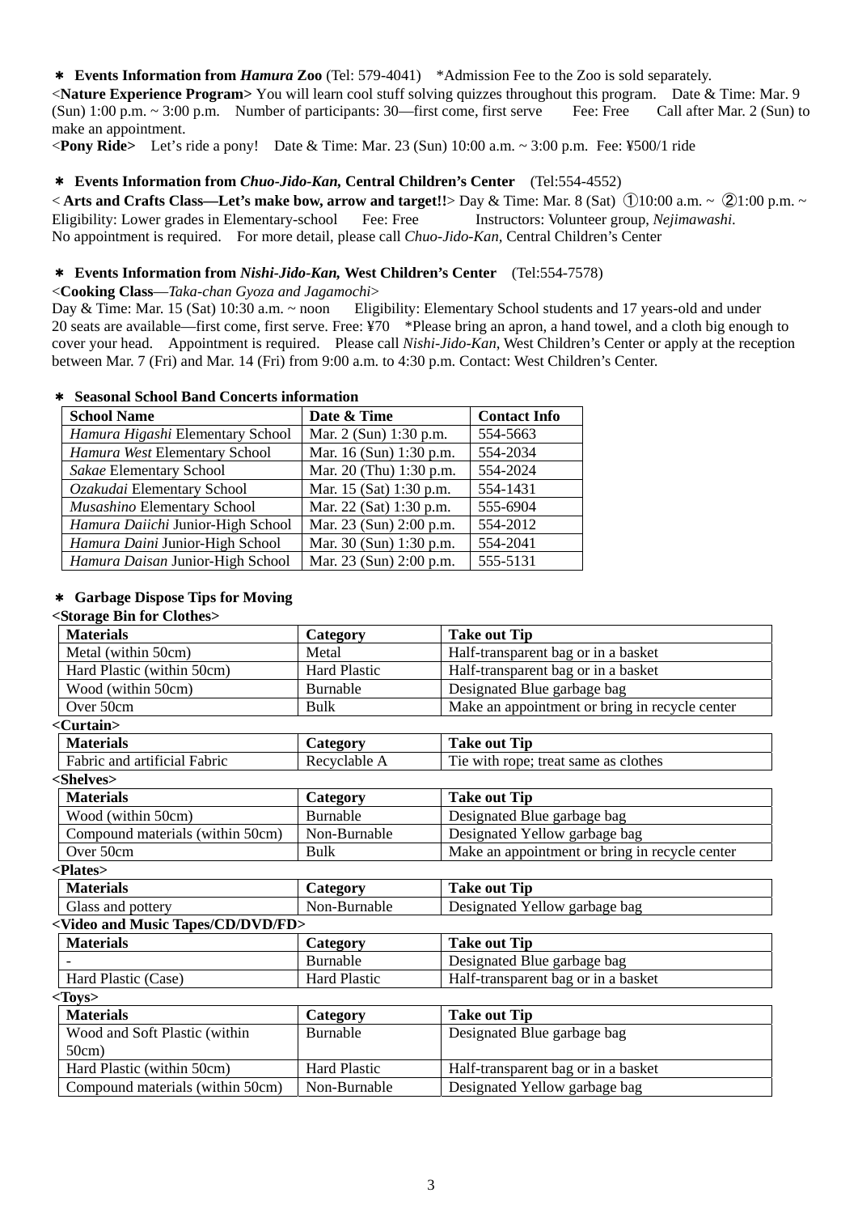**＊ Events Information from *Hamura* Zoo** (Tel: 579-4041)  *Admission Fee to the Zoo is sold separately.

<**Nature Experience Program>** You will learn cool stuff solving quizzes throughout this program.  Date & Time: Mar. 9 (Sun) 1:00 p.m. ~ 3:00 p.m.  Number of participants: 30—first come, first serve  Fee: Free  Call after Mar. 2 (Sun) to make an appointment.

**<Pony Ride>**  Let's ride a pony!  Date & Time: Mar. 23 (Sun) 10:00 a.m. ~ 3:00 p.m.  Fee: ¥500/1 ride

**＊ Events Information from *Chuo-Jido-Kan,* Central Children's Center** (Tel:554-4552)

< **Arts and Crafts Class—Let's make bow, arrow and target!!**> Day & Time: Mar. 8 (Sat) ①10:00 a.m. ~ ②1:00 p.m. ~ Eligibility: Lower grades in Elementary-school  Fee: Free  Instructors: Volunteer group, *Nejimawashi*. No appointment is required.  For more detail, please call *Chuo-Jido-Kan,* Central Children's Center

**＊ Events Information from *Nishi-Jido-Kan,* West Children's Center** (Tel:554-7578)

<**Cooking Class**—*Taka-chan Gyoza and Jagamochi*>

Day & Time: Mar. 15 (Sat) 10:30 a.m. ~ noon  Eligibility: Elementary School students and 17 years-old and under 20 seats are available—first come, first serve. Free: ¥70  *Please bring an apron, a hand towel, and a cloth big enough to cover your head.  Appointment is required.  Please call *Nishi-Jido-Kan*, West Children's Center or apply at the reception between Mar. 7 (Fri) and Mar. 14 (Fri) from 9:00 a.m. to 4:30 p.m. Contact: West Children's Center.

**＊ Seasonal School Band Concerts information**

| School Name | Date & Time | Contact Info |
|---|---|---|
| *Hamura Higashi* Elementary School | Mar. 2 (Sun) 1:30 p.m. | 554-5663 |
| *Hamura West* Elementary School | Mar. 16 (Sun) 1:30 p.m. | 554-2034 |
| *Sakae* Elementary School | Mar. 20 (Thu) 1:30 p.m. | 554-2024 |
| *Ozakudai* Elementary School | Mar. 15 (Sat) 1:30 p.m. | 554-1431 |
| *Musashino* Elementary School | Mar. 22 (Sat) 1:30 p.m. | 555-6904 |
| *Hamura Daiichi* Junior-High School | Mar. 23 (Sun) 2:00 p.m. | 554-2012 |
| *Hamura Daini* Junior-High School | Mar. 30 (Sun) 1:30 p.m. | 554-2041 |
| *Hamura Daisan* Junior-High School | Mar. 23 (Sun) 2:00 p.m. | 555-5131 |

**＊ Garbage Dispose Tips for Moving**

**<Storage Bin for Clothes>**

| Materials | Category | Take out Tip |
|---|---|---|
| Metal (within 50cm) | Metal | Half-transparent bag or in a basket |
| Hard Plastic (within 50cm) | Hard Plastic | Half-transparent bag or in a basket |
| Wood (within 50cm) | Burnable | Designated Blue garbage bag |
| Over 50cm | Bulk | Make an appointment or bring in recycle center |

**<Curtain>**

| Materials | Category | Take out Tip |
|---|---|---|
| Fabric and artificial Fabric | Recyclable A | Tie with rope; treat same as clothes |

**<Shelves>**

| Materials | Category | Take out Tip |
|---|---|---|
| Wood (within 50cm) | Burnable | Designated Blue garbage bag |
| Compound materials (within 50cm) | Non-Burnable | Designated Yellow garbage bag |
| Over 50cm | Bulk | Make an appointment or bring in recycle center |

**<Plates>**

| Materials | Category | Take out Tip |
|---|---|---|
| Glass and pottery | Non-Burnable | Designated Yellow garbage bag |

**<Video and Music Tapes/CD/DVD/FD>**

| Materials | Category | Take out Tip |
|---|---|---|
| - | Burnable | Designated Blue garbage bag |
| Hard Plastic (Case) | Hard Plastic | Half-transparent bag or in a basket |

**<Toys>**

| Materials | Category | Take out Tip |
|---|---|---|
| Wood and Soft Plastic (within 50cm) | Burnable | Designated Blue garbage bag |
| Hard Plastic (within 50cm) | Hard Plastic | Half-transparent bag or in a basket |
| Compound materials (within 50cm) | Non-Burnable | Designated Yellow garbage bag |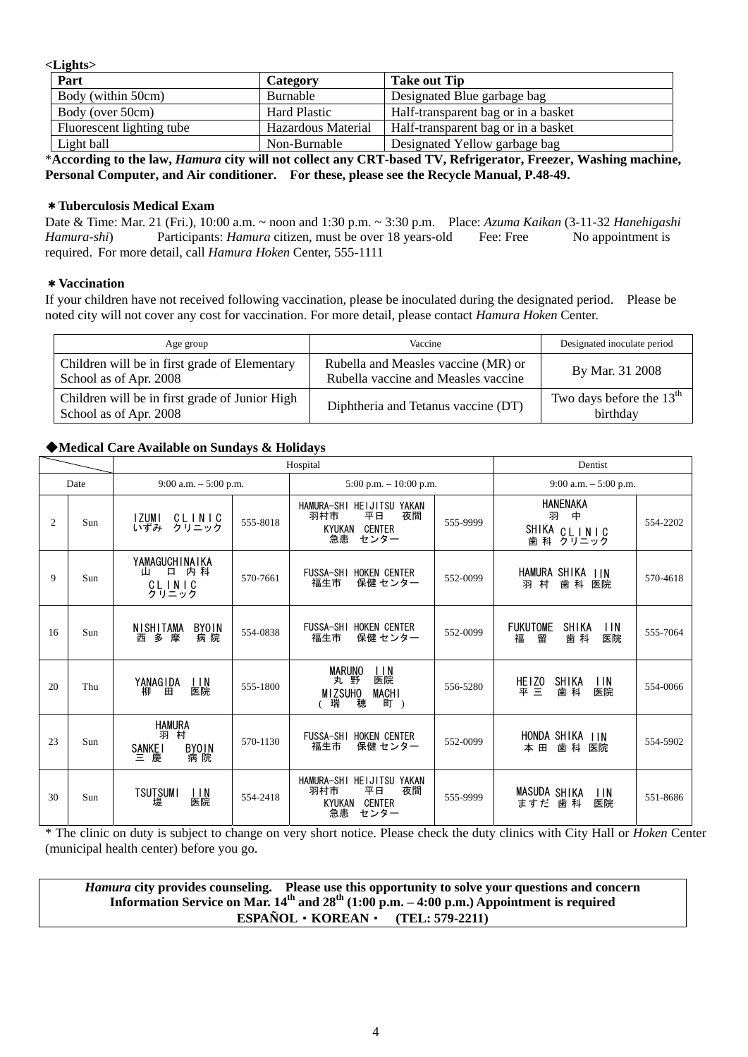**<Lights>**

| Part | Category | Take out Tip |
|---|---|---|
| Body (within 50cm) | Burnable | Designated Blue garbage bag |
| Body (over 50cm) | Hard Plastic | Half-transparent bag or in a basket |
| Fluorescent lighting tube | Hazardous Material | Half-transparent bag or in a basket |
| Light ball | Non-Burnable | Designated Yellow garbage bag |

\***According to the law, *Hamura* city will not collect any CRT-based TV, Refrigerator, Freezer, Washing machine, Personal Computer, and Air conditioner. For these, please see the Recycle Manual, P.48-49.**

### ＊Tuberculosis Medical Exam

Date & Time: Mar. 21 (Fri.), 10:00 a.m. ~ noon and 1:30 p.m. ~ 3:30 p.m. Place: *Azuma Kaikan* (3-11-32 *Hanehigashi Hamura-shi*) Participants: *Hamura* citizen, must be over 18 years-old Fee: Free No appointment is required. For more detail, call *Hamura Hoken* Center, 555-1111

### ＊Vaccination

If your children have not received following vaccination, please be inoculated during the designated period. Please be noted city will not cover any cost for vaccination. For more detail, please contact *Hamura Hoken* Center.

| Age group | Vaccine | Designated inoculate period |
|---|---|---|
| Children will be in first grade of Elementary School as of Apr. 2008 | Rubella and Measles vaccine (MR) or Rubella vaccine and Measles vaccine | By Mar. 31 2008 |
| Children will be in first grade of Junior High School as of Apr. 2008 | Diphtheria and Tetanus vaccine (DT) | Two days before the 13th birthday |

### ◆Medical Care Available on Sundays & Holidays

| | | Hospital | | | | Dentist | |
|---|---|---|---|---|---|---|---|
| Date | | 9:00 a.m. – 5:00 p.m. | | 5:00 p.m. – 10:00 p.m. | | 9:00 a.m. – 5:00 p.m. | |
| 2 | Sun | IZUMI CLINIC いずみ クリニック | 555-8018 | HAMURA-SHI HEIJITSU YAKAN KYUKAN CENTER 羽村市 平日 夜間 急患 センター | 555-9999 | HANENAKA SHIKA CLINIC 羽中 歯科 クリニック | 554-2202 |
| 9 | Sun | YAMAGUCHINAIKA CLINIC 山口 内科 クリニック | 570-7661 | FUSSA-SHI HOKEN CENTER 福生市 保健センター | 552-0099 | HAMURA SHIKA IIN 羽村 歯科 医院 | 570-4618 |
| 16 | Sun | NISHITAMA BYOIN 西多摩 病院 | 554-0838 | FUSSA-SHI HOKEN CENTER 福生市 保健センター | 552-0099 | FUKUTOME SHIKA IIN 福留 歯科 医院 | 555-7064 |
| 20 | Thu | YANAGIDA IIN 柳田 医院 | 555-1800 | MARUNO IIN 丸野 医院 MIZSUHO MACHI (瑞穂 町) | 556-5280 | HEIZO SHIKA IIN 平三 歯科 医院 | 554-0066 |
| 23 | Sun | HAMURA SANKEI BYOIN 羽村 三慶 病院 | 570-1130 | FUSSA-SHI HOKEN CENTER 福生市 保健センター | 552-0099 | HONDA SHIKA IIN 本田 歯科 医院 | 554-5902 |
| 30 | Sun | TSUTSUMI IIN 堤 医院 | 554-2418 | HAMURA-SHI HEIJITSU YAKAN KYUKAN CENTER 羽村市 平日 夜間 急患 センター | 555-9999 | MASUDA SHIKA IIN ますだ 歯科 医院 | 551-8686 |

\* The clinic on duty is subject to change on very short notice. Please check the duty clinics with City Hall or *Hoken* Center (municipal health center) before you go.

***Hamura* city provides counseling. Please use this opportunity to solve your questions and concern**
**Information Service on Mar. 14th and 28th (1:00 p.m. – 4:00 p.m.) Appointment is required**
**ESPAÑOL・KOREAN・ (TEL: 579-2211)**